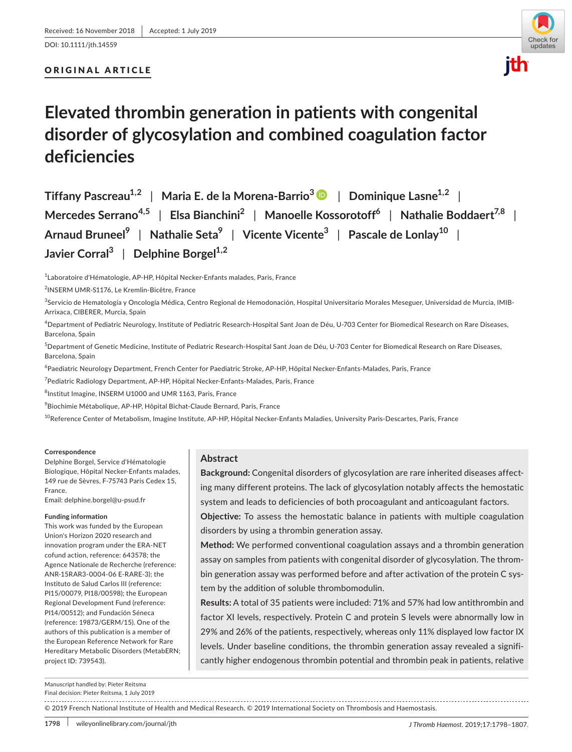Received: 16 November 2018 | Accepted: 1 July 2019

DOI: 10.1111/jth.14559

ORIGINAL ARTICLE

# Elevated thrombin generation in patients with congenital disorder of glycosylation and combined coagulation factor deficiencies

Tiffany Pascreau[1,2] | Maria E. de la Morena-Barrio[3] | Dominique Lasne[1,2] | Mercedes Serrano[4,5] | Elsa Bianchini[2] | Manoelle Kossorotoff[6] | Nathalie Boddaert[7,8] | Arnaud Bruneel[9] | Nathalie Seta[9] | Vicente Vicente[3] | Pascale de Lonlay[10] | Javier Corral[3] | Delphine Borgel[1,2]

[1]Laboratoire d'Hématologie, AP-HP, Hôpital Necker-Enfants malades, Paris, France

[2]INSERM UMR-S1176, Le Kremlin-Bicêtre, France

[3]Servicio de Hematología y Oncología Médica, Centro Regional de Hemodonación, Hospital Universitario Morales Meseguer, Universidad de Murcia, IMIB-Arrixaca, CIBERER, Murcia, Spain

[4]Department of Pediatric Neurology, Institute of Pediatric Research-Hospital Sant Joan de Déu, U-703 Center for Biomedical Research on Rare Diseases, Barcelona, Spain

[5]Department of Genetic Medicine, Institute of Pediatric Research-Hospital Sant Joan de Déu, U-703 Center for Biomedical Research on Rare Diseases, Barcelona, Spain

[6]Paediatric Neurology Department, French Center for Paediatric Stroke, AP-HP, Hôpital Necker-Enfants-Malades, Paris, France

[7]Pediatric Radiology Department, AP-HP, Hôpital Necker-Enfants-Malades, Paris, France

[8]Institut Imagine, INSERM U1000 and UMR 1163, Paris, France

[9]Biochimie Métabolique, AP-HP, Hôpital Bichat-Claude Bernard, Paris, France

[10]Reference Center of Metabolism, Imagine Institute, AP-HP, Hôpital Necker-Enfants Maladies, University Paris-Descartes, Paris, France

**Correspondence**
Delphine Borgel, Service d'Hématologie Biologique, Hôpital Necker-Enfants malades, 149 rue de Sèvres, F-75743 Paris Cedex 15, France.
Email: delphine.borgel@u-psud.fr

**Funding information**
This work was funded by the European Union's Horizon 2020 research and innovation program under the ERA-NET cofund action, reference: 643578; the Agence Nationale de Recherche (reference: ANR-15RAR3-0004-06 E-RARE-3); the Instituto de Salud Carlos III (reference: PI15/00079, PI18/00598); the European Regional Development Fund (reference: PI14/00512); and Fundación Séneca (reference: 19873/GERM/15). One of the authors of this publication is a member of the European Reference Network for Rare Hereditary Metabolic Disorders (MetabERN; project ID: 739543).

## Abstract

**Background:** Congenital disorders of glycosylation are rare inherited diseases affecting many different proteins. The lack of glycosylation notably affects the hemostatic system and leads to deficiencies of both procoagulant and anticoagulant factors.

**Objective:** To assess the hemostatic balance in patients with multiple coagulation disorders by using a thrombin generation assay.

**Method:** We performed conventional coagulation assays and a thrombin generation assay on samples from patients with congenital disorder of glycosylation. The thrombin generation assay was performed before and after activation of the protein C system by the addition of soluble thrombomodulin.

**Results:** A total of 35 patients were included: 71% and 57% had low antithrombin and factor XI levels, respectively. Protein C and protein S levels were abnormally low in 29% and 26% of the patients, respectively, whereas only 11% displayed low factor IX levels. Under baseline conditions, the thrombin generation assay revealed a significantly higher endogenous thrombin potential and thrombin peak in patients, relative

Manuscript handled by: Pieter Reitsma
Final decision: Pieter Reitsma, 1 July 2019

© 2019 French National Institute of Health and Medical Research. © 2019 International Society on Thrombosis and Haemostasis.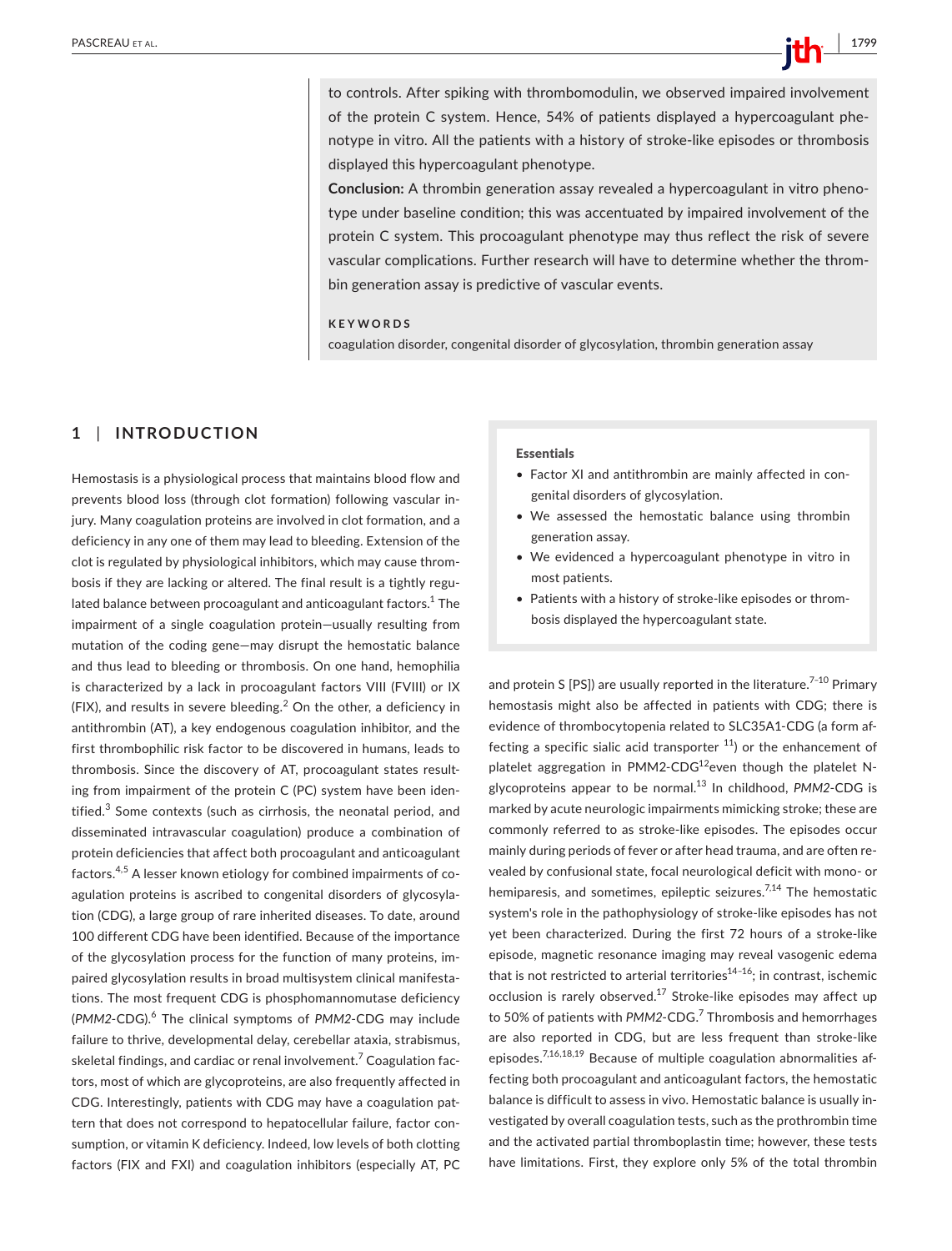to controls. After spiking with thrombomodulin, we observed impaired involvement of the protein C system. Hence, 54% of patients displayed a hypercoagulant phenotype in vitro. All the patients with a history of stroke-like episodes or thrombosis displayed this hypercoagulant phenotype.

**Conclusion:** A thrombin generation assay revealed a hypercoagulant in vitro phenotype under baseline condition; this was accentuated by impaired involvement of the protein C system. This procoagulant phenotype may thus reflect the risk of severe vascular complications. Further research will have to determine whether the thrombin generation assay is predictive of vascular events.

**KEYWORDS**

coagulation disorder, congenital disorder of glycosylation, thrombin generation assay

## 1 | INTRODUCTION

Hemostasis is a physiological process that maintains blood flow and prevents blood loss (through clot formation) following vascular injury. Many coagulation proteins are involved in clot formation, and a deficiency in any one of them may lead to bleeding. Extension of the clot is regulated by physiological inhibitors, which may cause thrombosis if they are lacking or altered. The final result is a tightly regulated balance between procoagulant and anticoagulant factors.[1] The impairment of a single coagulation protein—usually resulting from mutation of the coding gene—may disrupt the hemostatic balance and thus lead to bleeding or thrombosis. On one hand, hemophilia is characterized by a lack in procoagulant factors VIII (FVIII) or IX (FIX), and results in severe bleeding.[2] On the other, a deficiency in antithrombin (AT), a key endogenous coagulation inhibitor, and the first thrombophilic risk factor to be discovered in humans, leads to thrombosis. Since the discovery of AT, procoagulant states resulting from impairment of the protein C (PC) system have been identified.[3] Some contexts (such as cirrhosis, the neonatal period, and disseminated intravascular coagulation) produce a combination of protein deficiencies that affect both procoagulant and anticoagulant factors.[4,5] A lesser known etiology for combined impairments of coagulation proteins is ascribed to congenital disorders of glycosylation (CDG), a large group of rare inherited diseases. To date, around 100 different CDG have been identified. Because of the importance of the glycosylation process for the function of many proteins, impaired glycosylation results in broad multisystem clinical manifestations. The most frequent CDG is phosphomannomutase deficiency (*PMM2*-CDG).[6] The clinical symptoms of *PMM2*-CDG may include failure to thrive, developmental delay, cerebellar ataxia, strabismus, skeletal findings, and cardiac or renal involvement.[7] Coagulation factors, most of which are glycoproteins, are also frequently affected in CDG. Interestingly, patients with CDG may have a coagulation pattern that does not correspond to hepatocellular failure, factor consumption, or vitamin K deficiency. Indeed, low levels of both clotting factors (FIX and FXI) and coagulation inhibitors (especially AT, PC and protein S [PS]) are usually reported in the literature.[7–10] Primary hemostasis might also be affected in patients with CDG; there is evidence of thrombocytopenia related to SLC35A1-CDG (a form affecting a specific sialic acid transporter [11]) or the enhancement of platelet aggregation in PMM2-CDG[12] even though the platelet N-glycoproteins appear to be normal.[13] In childhood, *PMM2*-CDG is marked by acute neurologic impairments mimicking stroke; these are commonly referred to as stroke-like episodes. The episodes occur mainly during periods of fever or after head trauma, and are often revealed by confusional state, focal neurological deficit with mono- or hemiparesis, and sometimes, epileptic seizures.[7,14] The hemostatic system's role in the pathophysiology of stroke-like episodes has not yet been characterized. During the first 72 hours of a stroke-like episode, magnetic resonance imaging may reveal vasogenic edema that is not restricted to arterial territories[14–16]; in contrast, ischemic occlusion is rarely observed.[17] Stroke-like episodes may affect up to 50% of patients with *PMM2*-CDG.[7] Thrombosis and hemorrhages are also reported in CDG, but are less frequent than stroke-like episodes.[7,16,18,19] Because of multiple coagulation abnormalities affecting both procoagulant and anticoagulant factors, the hemostatic balance is difficult to assess in vivo. Hemostatic balance is usually investigated by overall coagulation tests, such as the prothrombin time and the activated partial thromboplastin time; however, these tests have limitations. First, they explore only 5% of the total thrombin

**Essentials**

- Factor XI and antithrombin are mainly affected in congenital disorders of glycosylation.
- We assessed the hemostatic balance using thrombin generation assay.
- We evidenced a hypercoagulant phenotype in vitro in most patients.
- Patients with a history of stroke-like episodes or thrombosis displayed the hypercoagulant state.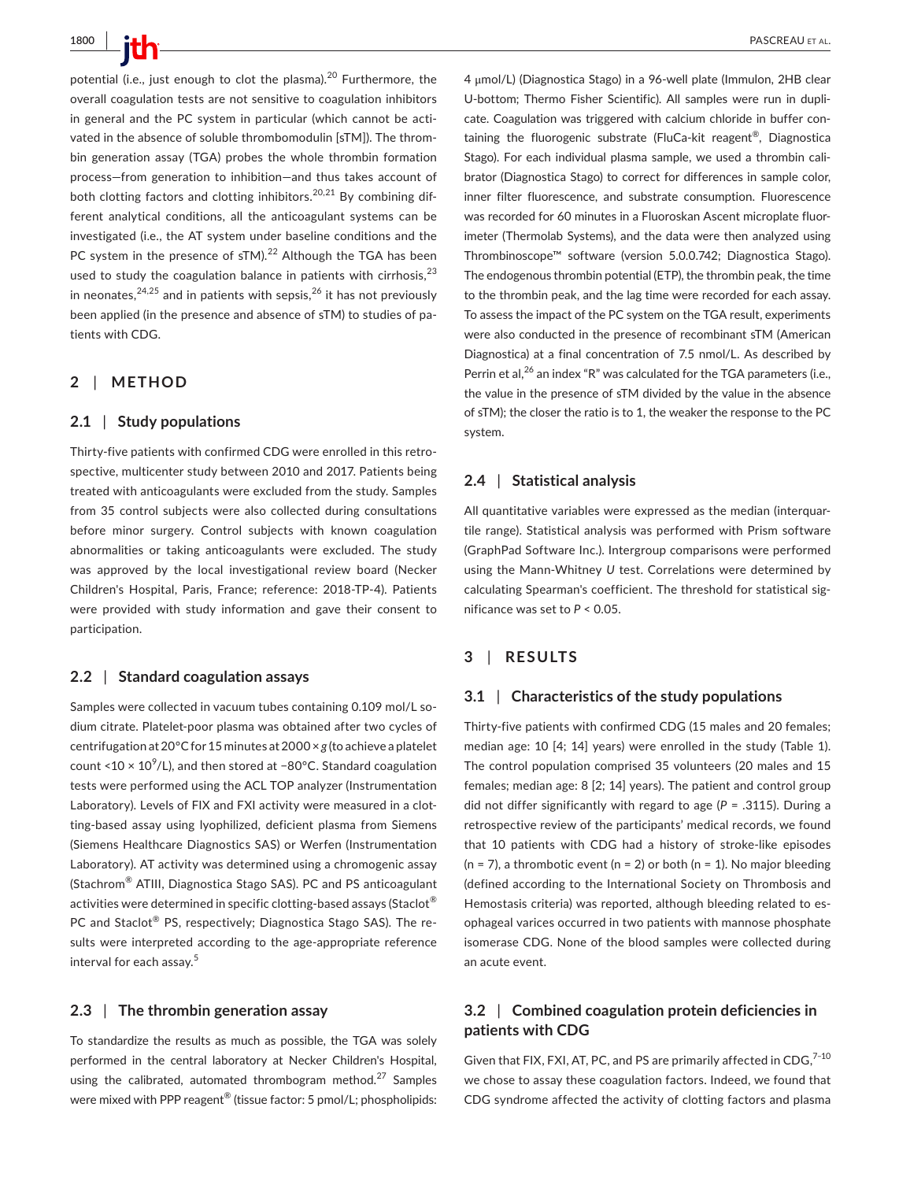potential (i.e., just enough to clot the plasma).[20] Furthermore, the overall coagulation tests are not sensitive to coagulation inhibitors in general and the PC system in particular (which cannot be activated in the absence of soluble thrombomodulin [sTM]). The thrombin generation assay (TGA) probes the whole thrombin formation process—from generation to inhibition—and thus takes account of both clotting factors and clotting inhibitors.[20,21] By combining different analytical conditions, all the anticoagulant systems can be investigated (i.e., the AT system under baseline conditions and the PC system in the presence of sTM).[22] Although the TGA has been used to study the coagulation balance in patients with cirrhosis,[23] in neonates,[24,25] and in patients with sepsis,[26] it has not previously been applied (in the presence and absence of sTM) to studies of patients with CDG.

## 2 | METHOD

### 2.1 | Study populations

Thirty-five patients with confirmed CDG were enrolled in this retrospective, multicenter study between 2010 and 2017. Patients being treated with anticoagulants were excluded from the study. Samples from 35 control subjects were also collected during consultations before minor surgery. Control subjects with known coagulation abnormalities or taking anticoagulants were excluded. The study was approved by the local investigational review board (Necker Children's Hospital, Paris, France; reference: 2018-TP-4). Patients were provided with study information and gave their consent to participation.

### 2.2 | Standard coagulation assays

Samples were collected in vacuum tubes containing 0.109 mol/L sodium citrate. Platelet-poor plasma was obtained after two cycles of centrifugation at 20°C for 15 minutes at 2000 × *g* (to achieve a platelet count <10 × $10^9$/L), and then stored at −80°C. Standard coagulation tests were performed using the ACL TOP analyzer (Instrumentation Laboratory). Levels of FIX and FXI activity were measured in a clotting-based assay using lyophilized, deficient plasma from Siemens (Siemens Healthcare Diagnostics SAS) or Werfen (Instrumentation Laboratory). AT activity was determined using a chromogenic assay (Stachrom® ATIII, Diagnostica Stago SAS). PC and PS anticoagulant activities were determined in specific clotting-based assays (Staclot® PC and Staclot® PS, respectively; Diagnostica Stago SAS). The results were interpreted according to the age-appropriate reference interval for each assay.[5]

### 2.3 | The thrombin generation assay

To standardize the results as much as possible, the TGA was solely performed in the central laboratory at Necker Children's Hospital, using the calibrated, automated thrombogram method.[27] Samples were mixed with PPP reagent® (tissue factor: 5 pmol/L; phospholipids: 4 μmol/L) (Diagnostica Stago) in a 96-well plate (Immulon, 2HB clear U-bottom; Thermo Fisher Scientific). All samples were run in duplicate. Coagulation was triggered with calcium chloride in buffer containing the fluorogenic substrate (FluCa-kit reagent®, Diagnostica Stago). For each individual plasma sample, we used a thrombin calibrator (Diagnostica Stago) to correct for differences in sample color, inner filter fluorescence, and substrate consumption. Fluorescence was recorded for 60 minutes in a Fluoroskan Ascent microplate fluorimeter (Thermolab Systems), and the data were then analyzed using Thrombinoscope™ software (version 5.0.0.742; Diagnostica Stago). The endogenous thrombin potential (ETP), the thrombin peak, the time to the thrombin peak, and the lag time were recorded for each assay. To assess the impact of the PC system on the TGA result, experiments were also conducted in the presence of recombinant sTM (American Diagnostica) at a final concentration of 7.5 nmol/L. As described by Perrin et al,[26] an index "R" was calculated for the TGA parameters (i.e., the value in the presence of sTM divided by the value in the absence of sTM); the closer the ratio is to 1, the weaker the response to the PC system.

### 2.4 | Statistical analysis

All quantitative variables were expressed as the median (interquartile range). Statistical analysis was performed with Prism software (GraphPad Software Inc.). Intergroup comparisons were performed using the Mann-Whitney *U* test. Correlations were determined by calculating Spearman's coefficient. The threshold for statistical significance was set to $P < 0.05$.

## 3 | RESULTS

### 3.1 | Characteristics of the study populations

Thirty-five patients with confirmed CDG (15 males and 20 females; median age: 10 [4; 14] years) were enrolled in the study (Table 1). The control population comprised 35 volunteers (20 males and 15 females; median age: 8 [2; 14] years). The patient and control group did not differ significantly with regard to age ($P = .3115$). During a retrospective review of the participants' medical records, we found that 10 patients with CDG had a history of stroke-like episodes (n = 7), a thrombotic event (n = 2) or both (n = 1). No major bleeding (defined according to the International Society on Thrombosis and Hemostasis criteria) was reported, although bleeding related to esophageal varices occurred in two patients with mannose phosphate isomerase CDG. None of the blood samples were collected during an acute event.

### 3.2 | Combined coagulation protein deficiencies in patients with CDG

Given that FIX, FXI, AT, PC, and PS are primarily affected in CDG,[7–10] we chose to assay these coagulation factors. Indeed, we found that CDG syndrome affected the activity of clotting factors and plasma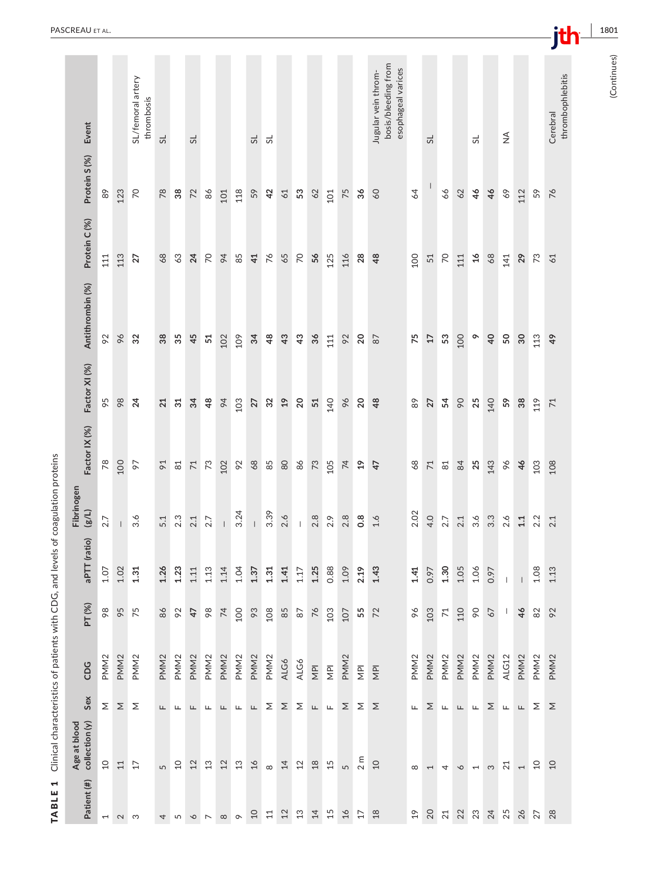**TABLE 1** Clinical characteristics of patients with CDG, and levels of coagulation proteins

| Patient (#) | Age at blood collection (y) | Sex | CDG | PT (%) | aPTT (ratio) | Fibrinogen (g/L) | Factor IX (%) | Factor XI (%) | Antithrombin (%) | Protein C (%) | Protein S (%) | Event |
|---|---|---|---|---|---|---|---|---|---|---|---|---|
| 1 | 10 | M | PMM2 | 98 | 1.07 | 2.7 | 78 | 95 | 92 | 111 | 89 | |
| 2 | 11 | M | PMM2 | 95 | 1.02 | – | 100 | 98 | 96 | 113 | 123 | |
| 3 | 17 | M | PMM2 | 75 | **1.31** | 3.6 | 97 | **24** | **32** | **27** | 70 | SL/femoral artery thrombosis |
| 4 | 5 | F | PMM2 | 86 | **1.26** | 5.1 | 91 | **21** | **38** | 68 | 78 | SL |
| 5 | 10 | F | PMM2 | 92 | **1.23** | 2.3 | 81 | **31** | **35** | 63 | **38** | |
| 6 | 12 | F | PMM2 | **47** | 1.11 | 2.1 | 71 | **34** | **45** | **24** | 72 | SL |
| 7 | 13 | F | PMM2 | 98 | 1.13 | 2.7 | 73 | **48** | **51** | 70 | 86 | |
| 8 | 12 | F | PMM2 | 74 | 1.14 | – | 102 | 94 | 102 | 94 | 101 | |
| 9 | 13 | F | PMM2 | 100 | 1.04 | 3.24 | 92 | 103 | 109 | 85 | 118 | |
| 10 | 16 | F | PMM2 | 93 | **1.37** | – | 68 | **27** | **34** | **41** | 59 | SL |
| 11 | 8 | M | PMM2 | 108 | **1.31** | 3.39 | 85 | **32** | **48** | 76 | **42** | SL |
| 12 | 14 | M | ALG6 | 85 | **1.41** | 2.6 | 80 | **19** | **43** | 65 | 61 | |
| 13 | 12 | M | ALG6 | 87 | 1.17 | – | 86 | **20** | **43** | 70 | **53** | |
| 14 | 18 | F | MPI | 76 | **1.25** | 2.8 | 73 | **51** | **36** | **56** | 62 | |
| 15 | 15 | F | MPI | 103 | 0.88 | 2.9 | 105 | 140 | 111 | 125 | 101 | |
| 16 | 5 | M | PMM2 | 107 | 1.09 | 2.8 | 74 | 96 | 92 | 116 | 75 | |
| 17 | 2 m | M | MPI | **55** | **2.19** | **0.8** | **19** | **20** | **20** | **28** | **36** | |
| 18 | 10 | M | MPI | 72 | **1.43** | 1.6 | **47** | **48** | 87 | **48** | 60 | Jugular vein thrombosis/bleeding from esophageal varices |
| 19 | 8 | F | PMM2 | 96 | **1.41** | 2.02 | 68 | 89 | **75** | 100 | 64 | |
| 20 | 1 | M | PMM2 | 103 | 0.97 | 4.0 | 71 | **27** | **17** | 51 | – | SL |
| 21 | 4 | F | PMM2 | 71 | **1.30** | 2.7 | 81 | **54** | **53** | 70 | 66 | |
| 22 | 6 | F | PMM2 | 110 | 1.05 | 2.1 | 84 | 90 | 100 | 111 | 62 | |
| 23 | 1 | F | PMM2 | 90 | 1.06 | 3.6 | **25** | **25** | **9** | **16** | **46** | SL |
| 24 | 3 | M | PMM2 | 67 | 0.97 | 3.3 | 143 | 140 | **40** | 68 | **46** | |
| 25 | 21 | F | ALG12 | – | – | 2.6 | 96 | **59** | **50** | 141 | 69 | NA |
| 26 | 1 | F | PMM2 | **46** | – | **1.1** | **46** | **38** | **30** | **29** | 112 | |
| 27 | 10 | M | PMM2 | 82 | 1.08 | 2.2 | 103 | 119 | 113 | 73 | 59 | |
| 28 | 10 | M | PMM2 | 92 | 1.13 | 2.1 | 108 | 71 | **49** | 61 | 76 | Cerebral thrombophlebitis |

(Continues)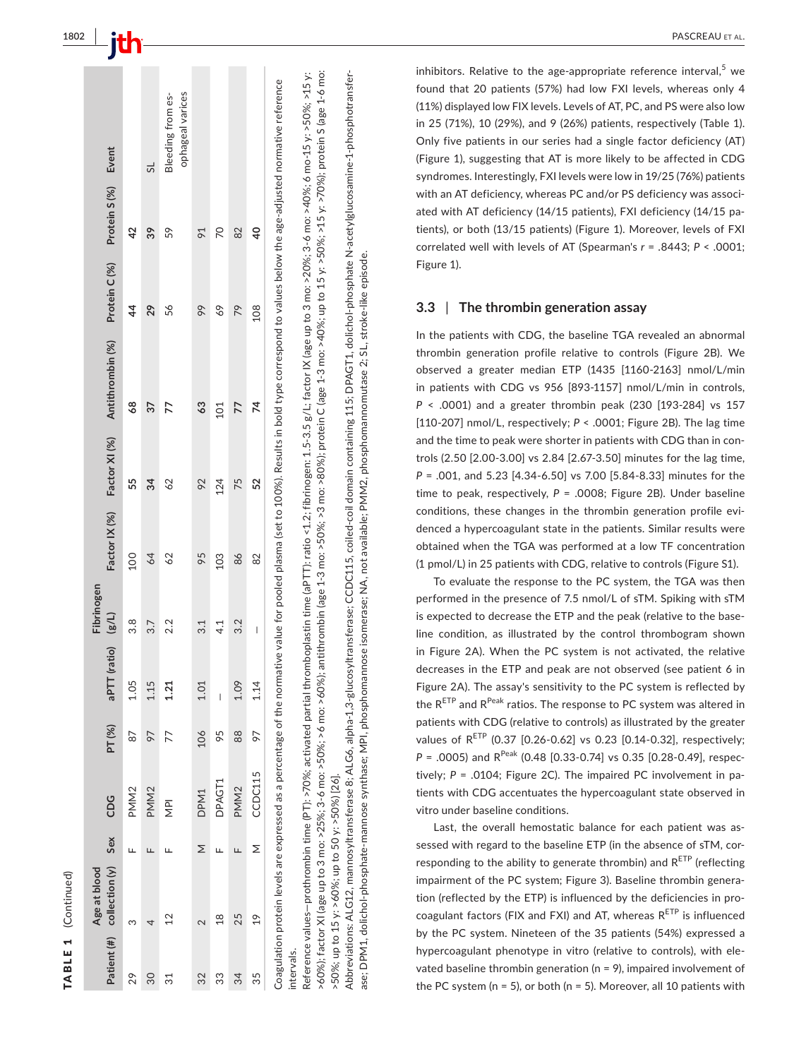**TABLE 1** (Continued)

| Patient (#) | Age at blood collection (y) | Sex | CDG | PT (%) | aPTT (ratio) | Fibrinogen (g/L) | Factor IX (%) | Factor XI (%) | Antithrombin (%) | Protein C (%) | Protein S (%) | Event |
|---|---|---|---|---|---|---|---|---|---|---|---|---|
| 29 | 3 | F | PMM2 | 87 | 1.05 | 3.8 | 100 | **55** | 68 | 44 | 42 | |
| 30 | 4 | F | PMM2 | 97 | 1.15 | 3.7 | 64 | **34** | **37** | **29** | **39** | SL |
| 31 | 12 | F | MPI | 77 | **1.21** | 2.2 | 62 | 62 | 77 | 56 | 59 | Bleeding from esophageal varices |
| 32 | 2 | M | DPM1 | 106 | 1.01 | 3.1 | 95 | 92 | 63 | 99 | 91 | |
| 33 | 18 | F | DPAGT1 | 95 | — | 4.1 | 103 | 124 | 101 | 69 | 70 | |
| 34 | 25 | F | PMM2 | 88 | 1.09 | 3.2 | 86 | 75 | 77 | 79 | 82 | |
| 35 | 19 | M | CCDC115 | 97 | 1.14 | — | 82 | **52** | 74 | 108 | **40** | |

Coagulation protein levels are expressed as a percentage of the normative value for pooled plasma (set to 100%). Results in bold type correspond to values below the age-adjusted normative reference intervals.

Reference values—prothrombin time (PT): >70%; activated partial thromboplastin time (aPTT): ratio <1.2; fibrinogen: 1.5-3.5 g/L; factor IX (age up to 3 mo: >20%; 3-6 mo: >40%; 6 mo-15 y: >50%; >15 y: >60%); factor XI (age up to 3 mo: >25%; 3-6 mo: >50%; >6 mo: >60%); antithrombin (age 1-3 mo: >50%; >3 mo: >80%); protein C (age 1-3 mo: >40%; up to 15 y: >50%; >15 y: >70%); protein S (age 1-6 mo: >50%; up to 15 y: >60%; up to 50 y: >50%) [26].

Abbreviations: ALG12, mannosyltransferase 8; ALG6, alpha-1,3-glucosyltransferase; CCDC115, coiled-coil domain containing 115; DPAGT1, dolichol-phosphate N-acetylglucosamine-1-phosphotransferase; DPM1, dolichol-phosphate-mannose synthase; MPI, phosphomannose isomerase; NA, not available; PMM2, phosphomannomutase 2; SL, stroke-like episode.

inhibitors. Relative to the age-appropriate reference interval,[5] we found that 20 patients (57%) had low FXI levels, whereas only 4 (11%) displayed low FIX levels. Levels of AT, PC, and PS were also low in 25 (71%), 10 (29%), and 9 (26%) patients, respectively (Table 1). Only five patients in our series had a single factor deficiency (AT) (Figure 1), suggesting that AT is more likely to be affected in CDG syndromes. Interestingly, FXI levels were low in 19/25 (76%) patients with an AT deficiency, whereas PC and/or PS deficiency was associated with AT deficiency (14/15 patients), FXI deficiency (14/15 patients), or both (13/15 patients) (Figure 1). Moreover, levels of FXI correlated well with levels of AT (Spearman's $r = .8443$; $P < .0001$; Figure 1).

### 3.3 | The thrombin generation assay

In the patients with CDG, the baseline TGA revealed an abnormal thrombin generation profile relative to controls (Figure 2B). We observed a greater median ETP (1435 [1160-2163] nmol/L/min in patients with CDG vs 956 [893-1157] nmol/L/min in controls, $P < .0001$) and a greater thrombin peak (230 [193-284] vs 157 [110-207] nmol/L, respectively; $P < .0001$; Figure 2B). The lag time and the time to peak were shorter in patients with CDG than in controls (2.50 [2.00-3.00] vs 2.84 [2.67-3.50] minutes for the lag time, $P = .001$, and 5.23 [4.34-6.50] vs 7.00 [5.84-8.33] minutes for the time to peak, respectively, $P = .0008$; Figure 2B). Under baseline conditions, these changes in the thrombin generation profile evidenced a hypercoagulant state in the patients. Similar results were obtained when the TGA was performed at a low TF concentration (1 pmol/L) in 25 patients with CDG, relative to controls (Figure S1).

To evaluate the response to the PC system, the TGA was then performed in the presence of 7.5 nmol/L of sTM. Spiking with sTM is expected to decrease the ETP and the peak (relative to the baseline condition, as illustrated by the control thrombogram shown in Figure 2A). When the PC system is not activated, the relative decreases in the ETP and peak are not observed (see patient 6 in Figure 2A). The assay's sensitivity to the PC system is reflected by the $R^{ETP}$ and $R^{Peak}$ ratios. The response to PC system was altered in patients with CDG (relative to controls) as illustrated by the greater values of $R^{ETP}$ (0.37 [0.26-0.62] vs 0.23 [0.14-0.32], respectively; $P = .0005$) and $R^{Peak}$ (0.48 [0.33-0.74] vs 0.35 [0.28-0.49], respectively; $P = .0104$; Figure 2C). The impaired PC involvement in patients with CDG accentuates the hypercoagulant state observed in vitro under baseline conditions.

Last, the overall hemostatic balance for each patient was assessed with regard to the baseline ETP (in the absence of sTM, corresponding to the ability to generate thrombin) and $R^{ETP}$ (reflecting impairment of the PC system; Figure 3). Baseline thrombin generation (reflected by the ETP) is influenced by the deficiencies in procoagulant factors (FIX and FXI) and AT, whereas $R^{ETP}$ is influenced by the PC system. Nineteen of the 35 patients (54%) expressed a hypercoagulant phenotype in vitro (relative to controls), with elevated baseline thrombin generation (n = 9), impaired involvement of the PC system (n = 5), or both (n = 5). Moreover, all 10 patients with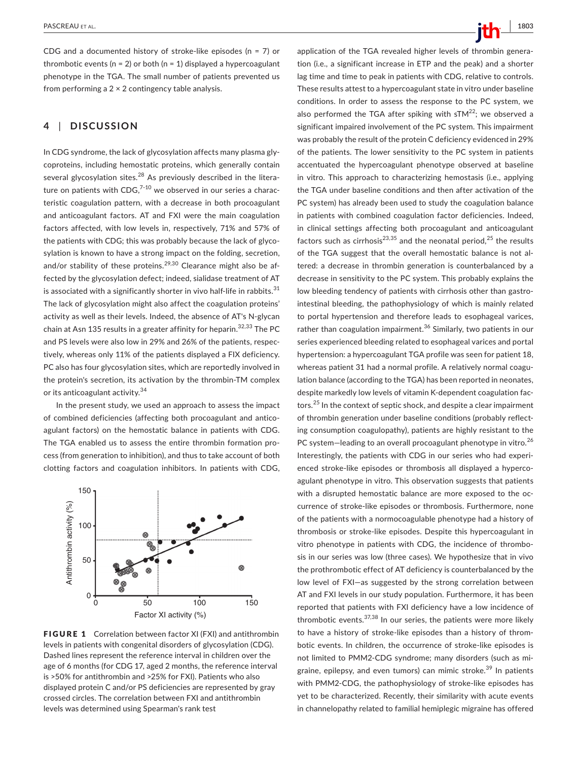CDG and a documented history of stroke-like episodes (n = 7) or thrombotic events (n = 2) or both (n = 1) displayed a hypercoagulant phenotype in the TGA. The small number of patients prevented us from performing a 2 × 2 contingency table analysis.

## 4 | DISCUSSION

In CDG syndrome, the lack of glycosylation affects many plasma glycoproteins, including hemostatic proteins, which generally contain several glycosylation sites.[28] As previously described in the literature on patients with CDG,[7-10] we observed in our series a characteristic coagulation pattern, with a decrease in both procoagulant and anticoagulant factors. AT and FXI were the main coagulation factors affected, with low levels in, respectively, 71% and 57% of the patients with CDG; this was probably because the lack of glycosylation is known to have a strong impact on the folding, secretion, and/or stability of these proteins.[29,30] Clearance might also be affected by the glycosylation defect; indeed, sialidase treatment of AT is associated with a significantly shorter in vivo half-life in rabbits.[31] The lack of glycosylation might also affect the coagulation proteins' activity as well as their levels. Indeed, the absence of AT's N-glycan chain at Asn 135 results in a greater affinity for heparin.[32,33] The PC and PS levels were also low in 29% and 26% of the patients, respectively, whereas only 11% of the patients displayed a FIX deficiency. PC also has four glycosylation sites, which are reportedly involved in the protein's secretion, its activation by the thrombin-TM complex or its anticoagulant activity.[34]

In the present study, we used an approach to assess the impact of combined deficiencies (affecting both procoagulant and anticoagulant factors) on the hemostatic balance in patients with CDG. The TGA enabled us to assess the entire thrombin formation process (from generation to inhibition), and thus to take account of both clotting factors and coagulation inhibitors. In patients with CDG, application of the TGA revealed higher levels of thrombin generation (i.e., a significant increase in ETP and the peak) and a shorter lag time and time to peak in patients with CDG, relative to controls. These results attest to a hypercoagulant state in vitro under baseline conditions. In order to assess the response to the PC system, we also performed the TGA after spiking with sTM[22]; we observed a significant impaired involvement of the PC system. This impairment was probably the result of the protein C deficiency evidenced in 29% of the patients. The lower sensitivity to the PC system in patients accentuated the hypercoagulant phenotype observed at baseline in vitro. This approach to characterizing hemostasis (i.e., applying the TGA under baseline conditions and then after activation of the PC system) has already been used to study the coagulation balance in patients with combined coagulation factor deficiencies. Indeed, in clinical settings affecting both procoagulant and anticoagulant factors such as cirrhosis[23,35] and the neonatal period,[25] the results of the TGA suggest that the overall hemostatic balance is not altered: a decrease in thrombin generation is counterbalanced by a decrease in sensitivity to the PC system. This probably explains the low bleeding tendency of patients with cirrhosis other than gastrointestinal bleeding, the pathophysiology of which is mainly related to portal hypertension and therefore leads to esophageal varices, rather than coagulation impairment.[36] Similarly, two patients in our series experienced bleeding related to esophageal varices and portal hypertension: a hypercoagulant TGA profile was seen for patient 18, whereas patient 31 had a normal profile. A relatively normal coagulation balance (according to the TGA) has been reported in neonates, despite markedly low levels of vitamin K-dependent coagulation factors.[25] In the context of septic shock, and despite a clear impairment of thrombin generation under baseline conditions (probably reflecting consumption coagulopathy), patients are highly resistant to the PC system—leading to an overall procoagulant phenotype in vitro.[26] Interestingly, the patients with CDG in our series who had experienced stroke-like episodes or thrombosis all displayed a hypercoagulant phenotype in vitro. This observation suggests that patients with a disrupted hemostatic balance are more exposed to the occurrence of stroke-like episodes or thrombosis. Furthermore, none of the patients with a normocoagulable phenotype had a history of thrombosis or stroke-like episodes. Despite this hypercoagulant in vitro phenotype in patients with CDG, the incidence of thrombosis in our series was low (three cases). We hypothesize that in vivo the prothrombotic effect of AT deficiency is counterbalanced by the low level of FXI—as suggested by the strong correlation between AT and FXI levels in our study population. Furthermore, it has been reported that patients with FXI deficiency have a low incidence of thrombotic events.[37,38] In our series, the patients were more likely to have a history of stroke-like episodes than a history of thrombotic events. In children, the occurrence of stroke-like episodes is not limited to PMM2-CDG syndrome; many disorders (such as migraine, epilepsy, and even tumors) can mimic stroke.[39] In patients with PMM2-CDG, the pathophysiology of stroke-like episodes has yet to be characterized. Recently, their similarity with acute events in channelopathy related to familial hemiplegic migraine has offered

**FIGURE 1** Correlation between factor XI (FXI) and antithrombin levels in patients with congenital disorders of glycosylation (CDG). Dashed lines represent the reference interval in children over the age of 6 months (for CDG 17, aged 2 months, the reference interval is >50% for antithrombin and >25% for FXI). Patients who also displayed protein C and/or PS deficiencies are represented by gray crossed circles. The correlation between FXI and antithrombin levels was determined using Spearman's rank test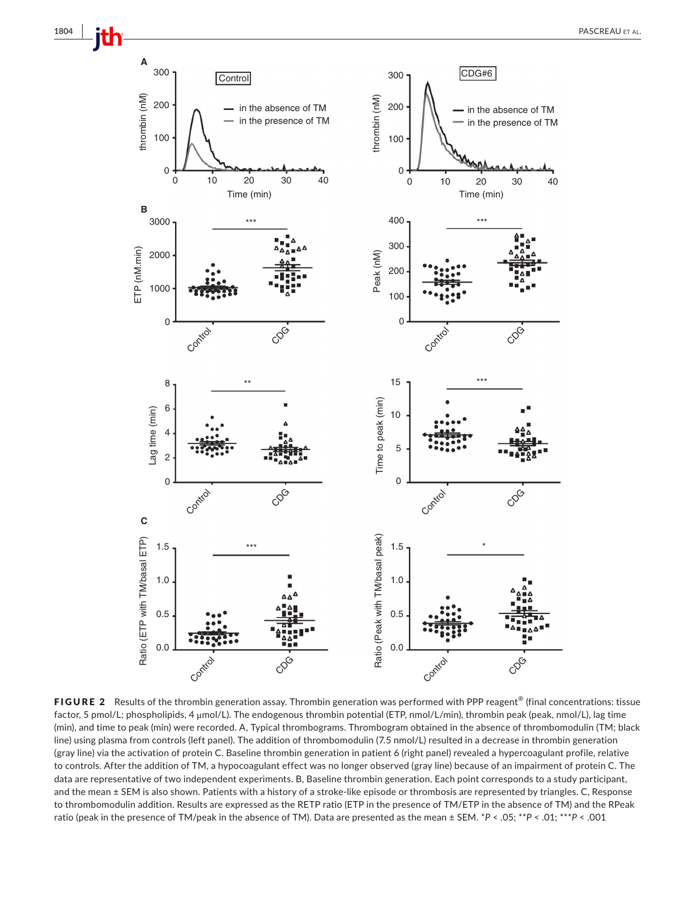**FIGURE 2** Results of the thrombin generation assay. Thrombin generation was performed with PPP reagent® (final concentrations: tissue factor, 5 pmol/L; phospholipids, 4 μmol/L). The endogenous thrombin potential (ETP, nmol/L/min), thrombin peak (peak, nmol/L), lag time (min), and time to peak (min) were recorded. A, Typical thrombograms. Thrombogram obtained in the absence of thrombomodulin (TM; black line) using plasma from controls (left panel). The addition of thrombomodulin (7.5 nmol/L) resulted in a decrease in thrombin generation (gray line) via the activation of protein C. Baseline thrombin generation in patient 6 (right panel) revealed a hypercoagulant profile, relative to controls. After the addition of TM, a hypocoagulant effect was no longer observed (gray line) because of an impairment of protein C. The data are representative of two independent experiments. B, Baseline thrombin generation. Each point corresponds to a study participant, and the mean ± SEM is also shown. Patients with a history of a stroke-like episode or thrombosis are represented by triangles. C, Response to thrombomodulin addition. Results are expressed as the RETP ratio (ETP in the presence of TM/ETP in the absence of TM) and the RPeak ratio (peak in the presence of TM/peak in the absence of TM). Data are presented as the mean ± SEM. *$P < .05$; **$P < .01$; ***$P < .001$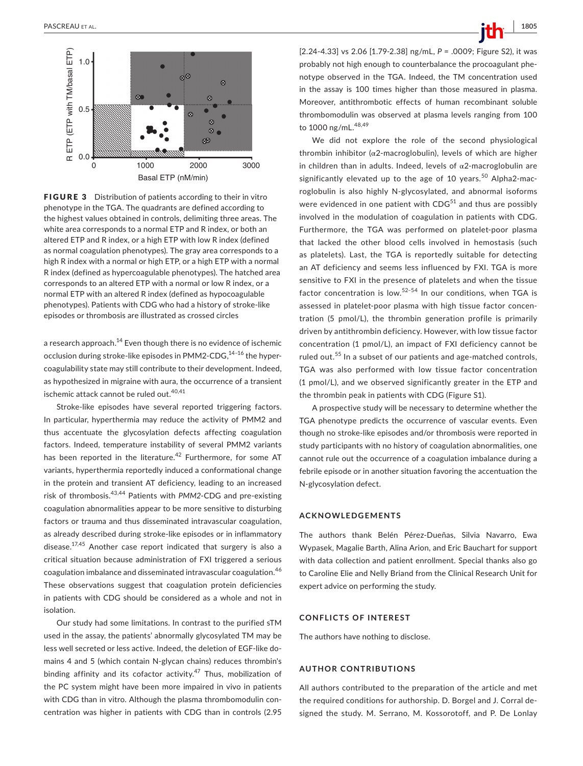FIGURE 3 Distribution of patients according to their in vitro phenotype in the TGA. The quadrants are defined according to the highest values obtained in controls, delimiting three areas. The white area corresponds to a normal ETP and R index, or both an altered ETP and R index, or a high ETP with low R index (defined as normal coagulation phenotypes). The gray area corresponds to a high R index with a normal or high ETP, or a high ETP with a normal R index (defined as hypercoagulable phenotypes). The hatched area corresponds to an altered ETP with a normal or low R index, or a normal ETP with an altered R index (defined as hypocoagulable phenotypes). Patients with CDG who had a history of stroke-like episodes or thrombosis are illustrated as crossed circles

a research approach.[14] Even though there is no evidence of ischemic occlusion during stroke-like episodes in PMM2-CDG,[14-16] the hypercoagulability state may still contribute to their development. Indeed, as hypothesized in migraine with aura, the occurrence of a transient ischemic attack cannot be ruled out.[40,41]

Stroke-like episodes have several reported triggering factors. In particular, hyperthermia may reduce the activity of PMM2 and thus accentuate the glycosylation defects affecting coagulation factors. Indeed, temperature instability of several PMM2 variants has been reported in the literature.[42] Furthermore, for some AT variants, hyperthermia reportedly induced a conformational change in the protein and transient AT deficiency, leading to an increased risk of thrombosis.[43,44] Patients with *PMM2*-CDG and pre-existing coagulation abnormalities appear to be more sensitive to disturbing factors or trauma and thus disseminated intravascular coagulation, as already described during stroke-like episodes or in inflammatory disease.[17,45] Another case report indicated that surgery is also a critical situation because administration of FXI triggered a serious coagulation imbalance and disseminated intravascular coagulation.[46] These observations suggest that coagulation protein deficiencies in patients with CDG should be considered as a whole and not in isolation.

Our study had some limitations. In contrast to the purified sTM used in the assay, the patients' abnormally glycosylated TM may be less well secreted or less active. Indeed, the deletion of EGF-like domains 4 and 5 (which contain N-glycan chains) reduces thrombin's binding affinity and its cofactor activity.[47] Thus, mobilization of the PC system might have been more impaired in vivo in patients with CDG than in vitro. Although the plasma thrombomodulin concentration was higher in patients with CDG than in controls (2.95 [2.24-4.33] vs 2.06 [1.79-2.38] ng/mL, $P = .0009$; Figure S2), it was probably not high enough to counterbalance the procoagulant phenotype observed in the TGA. Indeed, the TM concentration used in the assay is 100 times higher than those measured in plasma. Moreover, antithrombotic effects of human recombinant soluble thrombomodulin was observed at plasma levels ranging from 100 to 1000 ng/mL.[48,49]

We did not explore the role of the second physiological thrombin inhibitor (α2-macroglobulin), levels of which are higher in children than in adults. Indeed, levels of α2-macroglobulin are significantly elevated up to the age of 10 years.[50] Alpha2-macroglobulin is also highly N-glycosylated, and abnormal isoforms were evidenced in one patient with CDG[51] and thus are possibly involved in the modulation of coagulation in patients with CDG. Furthermore, the TGA was performed on platelet-poor plasma that lacked the other blood cells involved in hemostasis (such as platelets). Last, the TGA is reportedly suitable for detecting an AT deficiency and seems less influenced by FXI. TGA is more sensitive to FXI in the presence of platelets and when the tissue factor concentration is low.[52-54] In our conditions, when TGA is assessed in platelet-poor plasma with high tissue factor concentration (5 pmol/L), the thrombin generation profile is primarily driven by antithrombin deficiency. However, with low tissue factor concentration (1 pmol/L), an impact of FXI deficiency cannot be ruled out.[55] In a subset of our patients and age-matched controls, TGA was also performed with low tissue factor concentration (1 pmol/L), and we observed significantly greater in the ETP and the thrombin peak in patients with CDG (Figure S1).

A prospective study will be necessary to determine whether the TGA phenotype predicts the occurrence of vascular events. Even though no stroke-like episodes and/or thrombosis were reported in study participants with no history of coagulation abnormalities, one cannot rule out the occurrence of a coagulation imbalance during a febrile episode or in another situation favoring the accentuation the N-glycosylation defect.

## ACKNOWLEDGEMENTS

The authors thank Belén Pérez-Dueñas, Silvia Navarro, Ewa Wypasek, Magalie Barth, Alina Arion, and Eric Bauchart for support with data collection and patient enrollment. Special thanks also go to Caroline Elie and Nelly Briand from the Clinical Research Unit for expert advice on performing the study.

## CONFLICTS OF INTEREST

The authors have nothing to disclose.

## AUTHOR CONTRIBUTIONS

All authors contributed to the preparation of the article and met the required conditions for authorship. D. Borgel and J. Corral designed the study. M. Serrano, M. Kossorotoff, and P. De Lonlay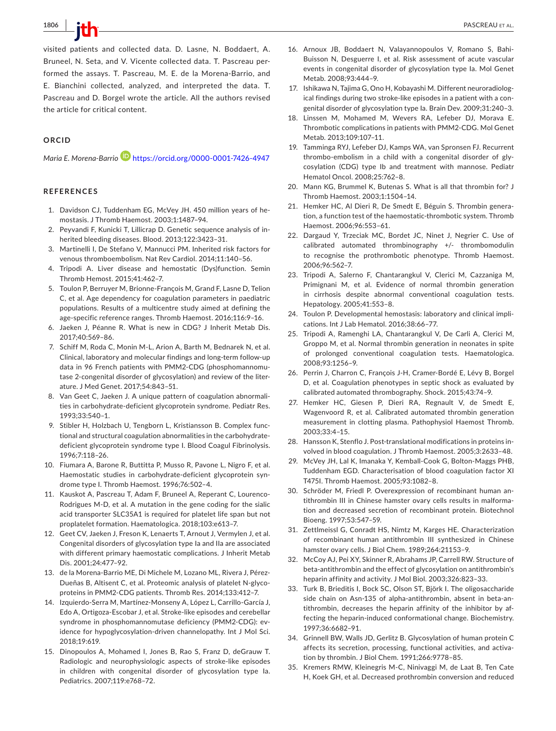visited patients and collected data. D. Lasne, N. Boddaert, A. Bruneel, N. Seta, and V. Vicente collected data. T. Pascreau performed the assays. T. Pascreau, M. E. de la Morena-Barrio, and E. Bianchini collected, analyzed, and interpreted the data. T. Pascreau and D. Borgel wrote the article. All the authors revised the article for critical content.

## ORCID

*Maria E. Morena-Barrio* https://orcid.org/0000-0001-7426-4947

## REFERENCES

1. Davidson CJ, Tuddenham EG, McVey JH. 450 million years of hemostasis. J Thromb Haemost. 2003;1:1487–94.
2. Peyvandi F, Kunicki T, Lillicrap D. Genetic sequence analysis of inherited bleeding diseases. Blood. 2013;122:3423–31.
3. Martinelli I, De Stefano V, Mannucci PM. Inherited risk factors for venous thromboembolism. Nat Rev Cardiol. 2014;11:140–56.
4. Tripodi A. Liver disease and hemostatic (Dys)function. Semin Thromb Hemost. 2015;41:462–7.
5. Toulon P, Berruyer M, Brionne-François M, Grand F, Lasne D, Telion C, et al. Age dependency for coagulation parameters in paediatric populations. Results of a multicentre study aimed at defining the age-specific reference ranges. Thromb Haemost. 2016;116:9–16.
6. Jaeken J, Péanne R. What is new in CDG? J Inherit Metab Dis. 2017;40:569–86.
7. Schiff M, Roda C, Monin M-L, Arion A, Barth M, Bednarek N, et al. Clinical, laboratory and molecular findings and long-term follow-up data in 96 French patients with PMM2-CDG (phosphomannomutase 2-congenital disorder of glycosylation) and review of the literature. J Med Genet. 2017;54:843–51.
8. Van Geet C, Jaeken J. A unique pattern of coagulation abnormalities in carbohydrate-deficient glycoprotein syndrome. Pediatr Res. 1993;33:540–1.
9. Stibler H, Holzbach U, Tengborn L, Kristiansson B. Complex functional and structural coagulation abnormalities in the carbohydrate-deficient glycoprotein syndrome type I. Blood Coagul Fibrinolysis. 1996;7:118–26.
10. Fiumara A, Barone R, Buttitta P, Musso R, Pavone L, Nigro F, et al. Haemostatic studies in carbohydrate-deficient glycoprotein syndrome type I. Thromb Haemost. 1996;76:502–4.
11. Kauskot A, Pascreau T, Adam F, Bruneel A, Reperant C, Lourenco-Rodrigues M-D, et al. A mutation in the gene coding for the sialic acid transporter SLC35A1 is required for platelet life span but not proplatelet formation. Haematologica. 2018;103:e613–7.
12. Geet CV, Jaeken J, Freson K, Lenaerts T, Arnout J, Vermylen J, et al. Congenital disorders of glycosylation type Ia and IIa are associated with different primary haemostatic complications. J Inherit Metab Dis. 2001;24:477–92.
13. de la Morena-Barrio ME, Di Michele M, Lozano ML, Rivera J, Pérez-Dueñas B, Altisent C, et al. Proteomic analysis of platelet N-glycoproteins in PMM2-CDG patients. Thromb Res. 2014;133:412–7.
14. Izquierdo-Serra M, Martínez-Monseny A, López L, Carrillo-García J, Edo A, Ortigoza-Escobar J, et al. Stroke-like episodes and cerebellar syndrome in phosphomannomutase deficiency (PMM2-CDG): evidence for hypoglycosylation-driven channelopathy. Int J Mol Sci. 2018;19:619.
15. Dinopoulos A, Mohamed I, Jones B, Rao S, Franz D, deGrauw T. Radiologic and neurophysiologic aspects of stroke-like episodes in children with congenital disorder of glycosylation type Ia. Pediatrics. 2007;119:e768–72.
16. Arnoux JB, Boddaert N, Valayannopoulos V, Romano S, Bahi-Buisson N, Desguerre I, et al. Risk assessment of acute vascular events in congenital disorder of glycosylation type Ia. Mol Genet Metab. 2008;93:444–9.
17. Ishikawa N, Tajima G, Ono H, Kobayashi M. Different neuroradiological findings during two stroke-like episodes in a patient with a congenital disorder of glycosylation type Ia. Brain Dev. 2009;31:240–3.
18. Linssen M, Mohamed M, Wevers RA, Lefeber DJ, Morava E. Thrombotic complications in patients with PMM2-CDG. Mol Genet Metab. 2013;109:107–11.
19. Tamminga RYJ, Lefeber DJ, Kamps WA, van Spronsen FJ. Recurrent thrombo-embolism in a child with a congenital disorder of glycosylation (CDG) type Ib and treatment with mannose. Pediatr Hematol Oncol. 2008;25:762–8.
20. Mann KG, Brummel K, Butenas S. What is all that thrombin for? J Thromb Haemost. 2003;1:1504–14.
21. Hemker HC, Al Dieri R, De Smedt E, Béguin S. Thrombin generation, a function test of the haemostatic-thrombotic system. Thromb Haemost. 2006;96:553–61.
22. Dargaud Y, Trzeciak MC, Bordet JC, Ninet J, Negrier C. Use of calibrated automated thrombinography +/- thrombomodulin to recognise the prothrombotic phenotype. Thromb Haemost. 2006;96:562–7.
23. Tripodi A, Salerno F, Chantarangkul V, Clerici M, Cazzaniga M, Primignani M, et al. Evidence of normal thrombin generation in cirrhosis despite abnormal conventional coagulation tests. Hepatology. 2005;41:553–8.
24. Toulon P. Developmental hemostasis: laboratory and clinical implications. Int J Lab Hematol. 2016;38:66–77.
25. Tripodi A, Ramenghi LA, Chantarangkul V, De Carli A, Clerici M, Groppo M, et al. Normal thrombin generation in neonates in spite of prolonged conventional coagulation tests. Haematologica. 2008;93:1256–9.
26. Perrin J, Charron C, François J-H, Cramer-Bordé E, Lévy B, Borgel D, et al. Coagulation phenotypes in septic shock as evaluated by calibrated automated thrombography. Shock. 2015;43:74–9.
27. Hemker HC, Giesen P, Dieri RA, Regnault V, de Smedt E, Wagenvoord R, et al. Calibrated automated thrombin generation measurement in clotting plasma. Pathophysiol Haemost Thromb. 2003;33:4–15.
28. Hansson K, Stenflo J. Post-translational modifications in proteins involved in blood coagulation. J Thromb Haemost. 2005;3:2633–48.
29. McVey JH, Lal K, Imanaka Y, Kemball-Cook G, Bolton-Maggs PHB, Tuddenham EGD. Characterisation of blood coagulation factor XI T475I. Thromb Haemost. 2005;93:1082–8.
30. Schröder M, Friedl P. Overexpression of recombinant human antithrombin III in Chinese hamster ovary cells results in malformation and decreased secretion of recombinant protein. Biotechnol Bioeng. 1997;53:547–59.
31. Zettlmeissl G, Conradt HS, Nimtz M, Karges HE. Characterization of recombinant human antithrombin III synthesized in Chinese hamster ovary cells. J Biol Chem. 1989;264:21153–9.
32. McCoy AJ, Pei XY, Skinner R, Abrahams JP, Carrell RW. Structure of beta-antithrombin and the effect of glycosylation on antithrombin's heparin affinity and activity. J Mol Biol. 2003;326:823–33.
33. Turk B, Brieditis I, Bock SC, Olson ST, Björk I. The oligosaccharide side chain on Asn-135 of alpha-antithrombin, absent in beta-antithrombin, decreases the heparin affinity of the inhibitor by affecting the heparin-induced conformational change. Biochemistry. 1997;36:6682–91.
34. Grinnell BW, Walls JD, Gerlitz B. Glycosylation of human protein C affects its secretion, processing, functional activities, and activation by thrombin. J Biol Chem. 1991;266:9778–85.
35. Kremers RMW, Kleinegris M-C, Ninivaggi M, de Laat B, Ten Cate H, Koek GH, et al. Decreased prothrombin conversion and reduced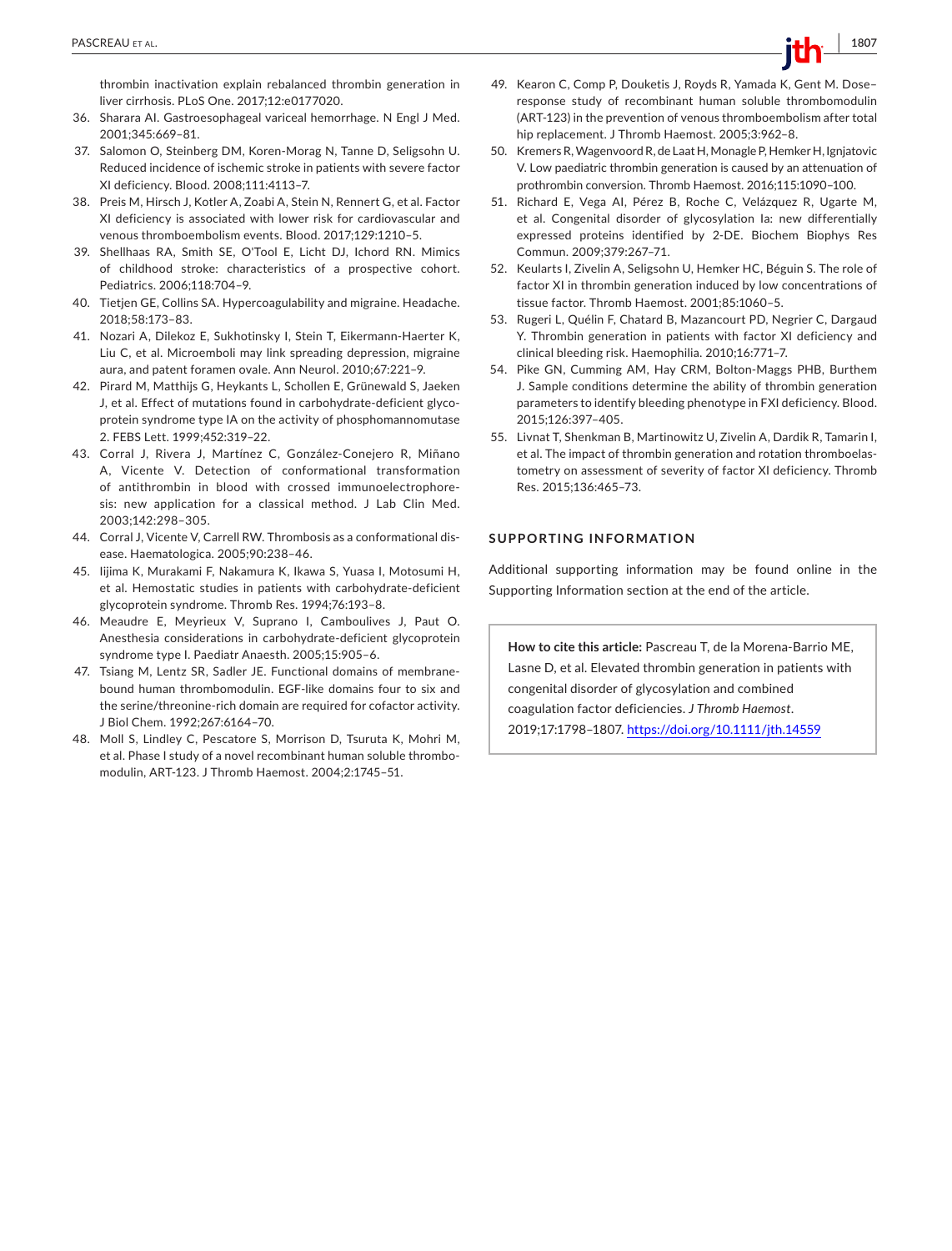thrombin inactivation explain rebalanced thrombin generation in liver cirrhosis. PLoS One. 2017;12:e0177020.

36. Sharara AI. Gastroesophageal variceal hemorrhage. N Engl J Med. 2001;345:669–81.
37. Salomon O, Steinberg DM, Koren-Morag N, Tanne D, Seligsohn U. Reduced incidence of ischemic stroke in patients with severe factor XI deficiency. Blood. 2008;111:4113–7.
38. Preis M, Hirsch J, Kotler A, Zoabi A, Stein N, Rennert G, et al. Factor XI deficiency is associated with lower risk for cardiovascular and venous thromboembolism events. Blood. 2017;129:1210–5.
39. Shellhaas RA, Smith SE, O'Tool E, Licht DJ, Ichord RN. Mimics of childhood stroke: characteristics of a prospective cohort. Pediatrics. 2006;118:704–9.
40. Tietjen GE, Collins SA. Hypercoagulability and migraine. Headache. 2018;58:173–83.
41. Nozari A, Dilekoz E, Sukhotinsky I, Stein T, Eikermann-Haerter K, Liu C, et al. Microemboli may link spreading depression, migraine aura, and patent foramen ovale. Ann Neurol. 2010;67:221–9.
42. Pirard M, Matthijs G, Heykants L, Schollen E, Grünewald S, Jaeken J, et al. Effect of mutations found in carbohydrate-deficient glycoprotein syndrome type IA on the activity of phosphomannomutase 2. FEBS Lett. 1999;452:319–22.
43. Corral J, Rivera J, Martínez C, González-Conejero R, Miñano A, Vicente V. Detection of conformational transformation of antithrombin in blood with crossed immunoelectrophoresis: new application for a classical method. J Lab Clin Med. 2003;142:298–305.
44. Corral J, Vicente V, Carrell RW. Thrombosis as a conformational disease. Haematologica. 2005;90:238–46.
45. Iijima K, Murakami F, Nakamura K, Ikawa S, Yuasa I, Motosumi H, et al. Hemostatic studies in patients with carbohydrate-deficient glycoprotein syndrome. Thromb Res. 1994;76:193–8.
46. Meaudre E, Meyrieux V, Suprano I, Camboulives J, Paut O. Anesthesia considerations in carbohydrate-deficient glycoprotein syndrome type I. Paediatr Anaesth. 2005;15:905–6.
47. Tsiang M, Lentz SR, Sadler JE. Functional domains of membrane-bound human thrombomodulin. EGF-like domains four to six and the serine/threonine-rich domain are required for cofactor activity. J Biol Chem. 1992;267:6164–70.
48. Moll S, Lindley C, Pescatore S, Morrison D, Tsuruta K, Mohri M, et al. Phase I study of a novel recombinant human soluble thrombomodulin, ART-123. J Thromb Haemost. 2004;2:1745–51.
49. Kearon C, Comp P, Douketis J, Royds R, Yamada K, Gent M. Dose–response study of recombinant human soluble thrombomodulin (ART-123) in the prevention of venous thromboembolism after total hip replacement. J Thromb Haemost. 2005;3:962–8.
50. Kremers R, Wagenvoord R, de Laat H, Monagle P, Hemker H, Ignjatovic V. Low paediatric thrombin generation is caused by an attenuation of prothrombin conversion. Thromb Haemost. 2016;115:1090–100.
51. Richard E, Vega AI, Pérez B, Roche C, Velázquez R, Ugarte M, et al. Congenital disorder of glycosylation Ia: new differentially expressed proteins identified by 2-DE. Biochem Biophys Res Commun. 2009;379:267–71.
52. Keularts I, Zivelin A, Seligsohn U, Hemker HC, Béguin S. The role of factor XI in thrombin generation induced by low concentrations of tissue factor. Thromb Haemost. 2001;85:1060–5.
53. Rugeri L, Quélin F, Chatard B, Mazancourt PD, Negrier C, Dargaud Y. Thrombin generation in patients with factor XI deficiency and clinical bleeding risk. Haemophilia. 2010;16:771–7.
54. Pike GN, Cumming AM, Hay CRM, Bolton-Maggs PHB, Burthem J. Sample conditions determine the ability of thrombin generation parameters to identify bleeding phenotype in FXI deficiency. Blood. 2015;126:397–405.
55. Livnat T, Shenkman B, Martinowitz U, Zivelin A, Dardik R, Tamarin I, et al. The impact of thrombin generation and rotation thromboelastometry on assessment of severity of factor XI deficiency. Thromb Res. 2015;136:465–73.

## SUPPORTING INFORMATION

Additional supporting information may be found online in the Supporting Information section at the end of the article.

**How to cite this article:** Pascreau T, de la Morena-Barrio ME, Lasne D, et al. Elevated thrombin generation in patients with congenital disorder of glycosylation and combined coagulation factor deficiencies. *J Thromb Haemost*. 2019;17:1798–1807. https://doi.org/10.1111/jth.14559